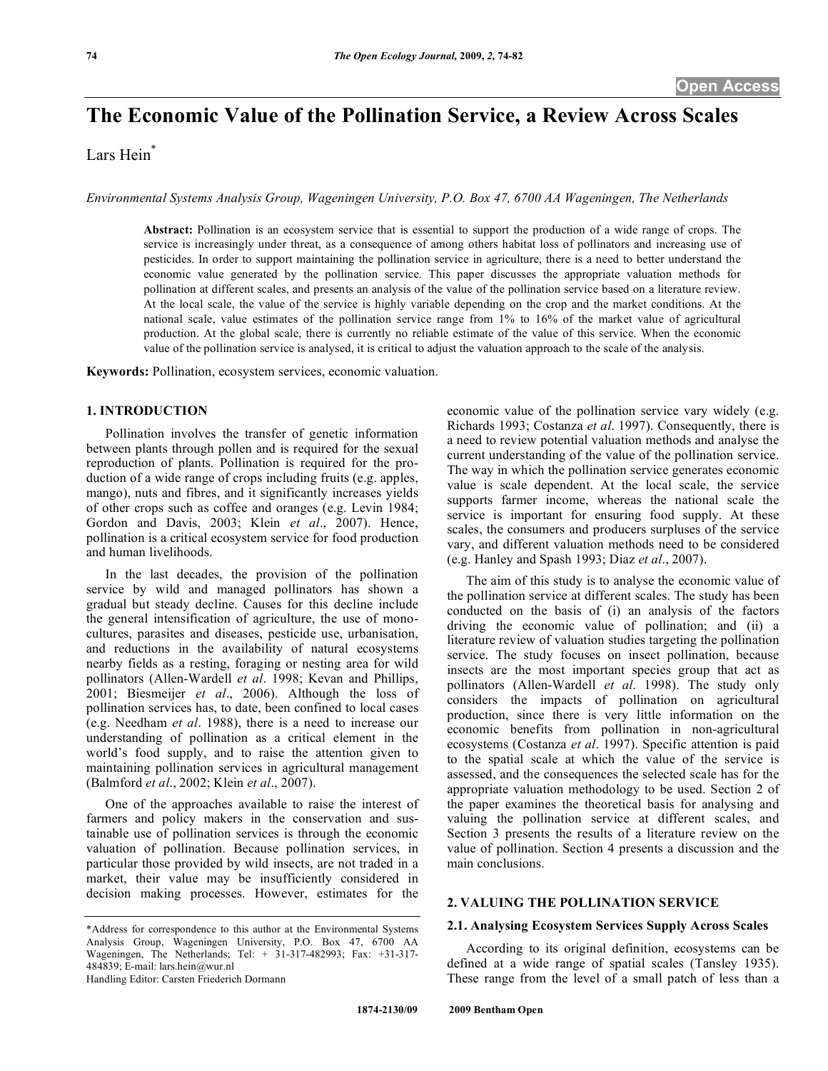Open Access

# The Economic Value of the Pollination Service, a Review Across Scales

Lars Hein*

*Environmental Systems Analysis Group, Wageningen University, P.O. Box 47, 6700 AA Wageningen, The Netherlands*

**Abstract:** Pollination is an ecosystem service that is essential to support the production of a wide range of crops. The service is increasingly under threat, as a consequence of among others habitat loss of pollinators and increasing use of pesticides. In order to support maintaining the pollination service in agriculture, there is a need to better understand the economic value generated by the pollination service. This paper discusses the appropriate valuation methods for pollination at different scales, and presents an analysis of the value of the pollination service based on a literature review. At the local scale, the value of the service is highly variable depending on the crop and the market conditions. At the national scale, value estimates of the pollination service range from 1% to 16% of the market value of agricultural production. At the global scale, there is currently no reliable estimate of the value of this service. When the economic value of the pollination service is analysed, it is critical to adjust the valuation approach to the scale of the analysis.

**Keywords:** Pollination, ecosystem services, economic valuation.

## 1. INTRODUCTION

Pollination involves the transfer of genetic information between plants through pollen and is required for the sexual reproduction of plants. Pollination is required for the production of a wide range of crops including fruits (e.g. apples, mango), nuts and fibres, and it significantly increases yields of other crops such as coffee and oranges (e.g. Levin 1984; Gordon and Davis, 2003; Klein *et al*., 2007). Hence, pollination is a critical ecosystem service for food production and human livelihoods.

In the last decades, the provision of the pollination service by wild and managed pollinators has shown a gradual but steady decline. Causes for this decline include the general intensification of agriculture, the use of monocultures, parasites and diseases, pesticide use, urbanisation, and reductions in the availability of natural ecosystems nearby fields as a resting, foraging or nesting area for wild pollinators (Allen-Wardell *et al*. 1998; Kevan and Phillips, 2001; Biesmeijer *et al*., 2006). Although the loss of pollination services has, to date, been confined to local cases (e.g. Needham *et al*. 1988), there is a need to increase our understanding of pollination as a critical element in the world's food supply, and to raise the attention given to maintaining pollination services in agricultural management (Balmford *et al*., 2002; Klein *et al*., 2007).

One of the approaches available to raise the interest of farmers and policy makers in the conservation and sustainable use of pollination services is through the economic valuation of pollination. Because pollination services, in particular those provided by wild insects, are not traded in a market, their value may be insufficiently considered in decision making processes. However, estimates for the economic value of the pollination service vary widely (e.g. Richards 1993; Costanza *et al*. 1997). Consequently, there is a need to review potential valuation methods and analyse the current understanding of the value of the pollination service. The way in which the pollination service generates economic value is scale dependent. At the local scale, the service supports farmer income, whereas the national scale the service is important for ensuring food supply. At these scales, the consumers and producers surpluses of the service vary, and different valuation methods need to be considered (e.g. Hanley and Spash 1993; Diaz *et al*., 2007).

The aim of this study is to analyse the economic value of the pollination service at different scales. The study has been conducted on the basis of (i) an analysis of the factors driving the economic value of pollination; and (ii) a literature review of valuation studies targeting the pollination service. The study focuses on insect pollination, because insects are the most important species group that act as pollinators (Allen-Wardell *et al*. 1998). The study only considers the impacts of pollination on agricultural production, since there is very little information on the economic benefits from pollination in non-agricultural ecosystems (Costanza *et al*. 1997). Specific attention is paid to the spatial scale at which the value of the service is assessed, and the consequences the selected scale has for the appropriate valuation methodology to be used. Section 2 of the paper examines the theoretical basis for analysing and valuing the pollination service at different scales, and Section 3 presents the results of a literature review on the value of pollination. Section 4 presents a discussion and the main conclusions.

## 2. VALUING THE POLLINATION SERVICE

### 2.1. Analysing Ecosystem Services Supply Across Scales

According to its original definition, ecosystems can be defined at a wide range of spatial scales (Tansley 1935). These range from the level of a small patch of less than a

*Address for correspondence to this author at the Environmental Systems Analysis Group, Wageningen University, P.O. Box 47, 6700 AA Wageningen, The Netherlands; Tel: + 31-317-482993; Fax: +31-317-484839; E-mail: lars.hein@wur.nl

Handling Editor: Carsten Friederich Dormann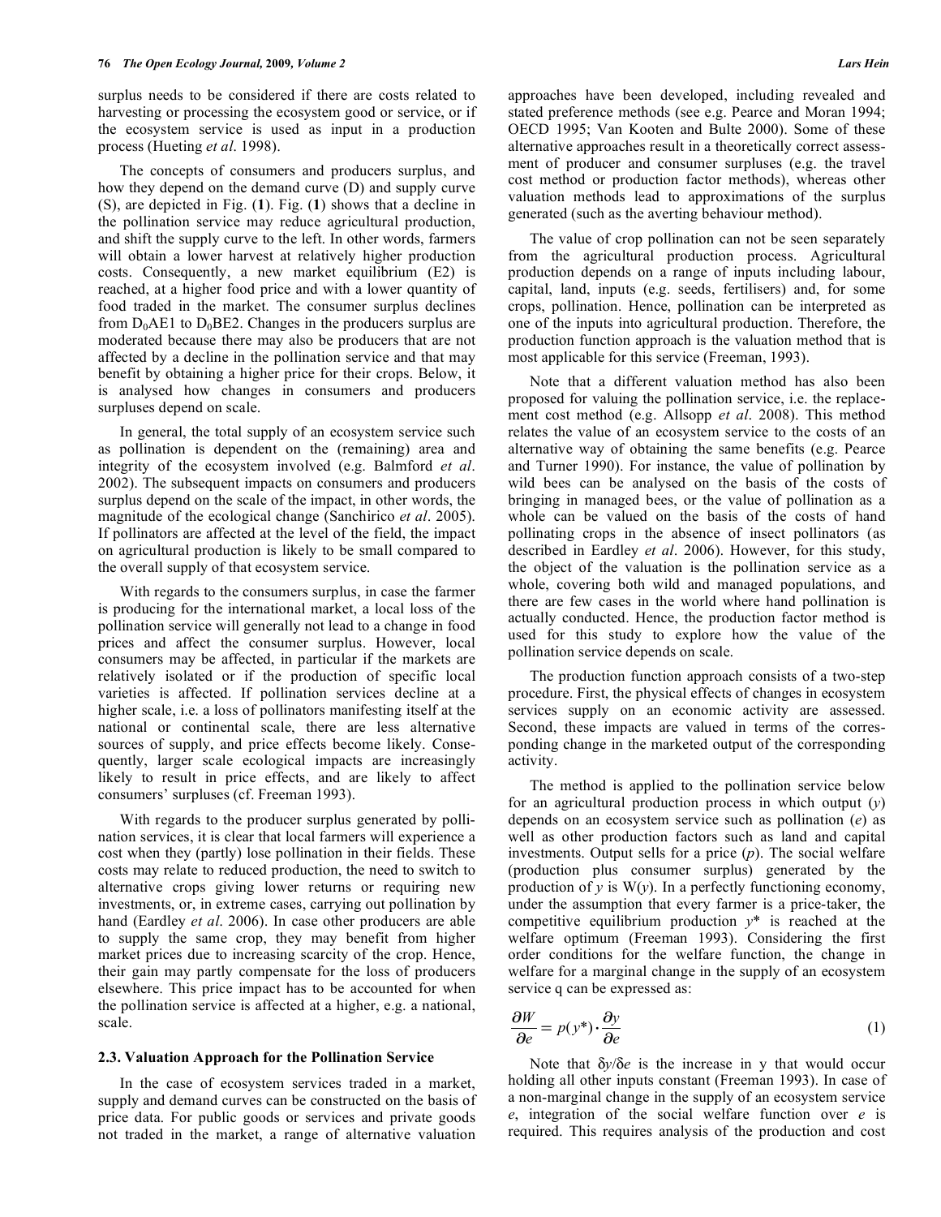surplus needs to be considered if there are costs related to harvesting or processing the ecosystem good or service, or if the ecosystem service is used as input in a production process (Hueting *et al*. 1998).

The concepts of consumers and producers surplus, and how they depend on the demand curve (D) and supply curve (S), are depicted in Fig. (**1**). Fig. (**1**) shows that a decline in the pollination service may reduce agricultural production, and shift the supply curve to the left. In other words, farmers will obtain a lower harvest at relatively higher production costs. Consequently, a new market equilibrium (E2) is reached, at a higher food price and with a lower quantity of food traded in the market. The consumer surplus declines from $D_0$AE1 to $D_0$BE2. Changes in the producers surplus are moderated because there may also be producers that are not affected by a decline in the pollination service and that may benefit by obtaining a higher price for their crops. Below, it is analysed how changes in consumers and producers surpluses depend on scale.

In general, the total supply of an ecosystem service such as pollination is dependent on the (remaining) area and integrity of the ecosystem involved (e.g. Balmford *et al*. 2002). The subsequent impacts on consumers and producers surplus depend on the scale of the impact, in other words, the magnitude of the ecological change (Sanchirico *et al*. 2005). If pollinators are affected at the level of the field, the impact on agricultural production is likely to be small compared to the overall supply of that ecosystem service.

With regards to the consumers surplus, in case the farmer is producing for the international market, a local loss of the pollination service will generally not lead to a change in food prices and affect the consumer surplus. However, local consumers may be affected, in particular if the markets are relatively isolated or if the production of specific local varieties is affected. If pollination services decline at a higher scale, i.e. a loss of pollinators manifesting itself at the national or continental scale, there are less alternative sources of supply, and price effects become likely. Consequently, larger scale ecological impacts are increasingly likely to result in price effects, and are likely to affect consumers' surpluses (cf. Freeman 1993).

With regards to the producer surplus generated by pollination services, it is clear that local farmers will experience a cost when they (partly) lose pollination in their fields. These costs may relate to reduced production, the need to switch to alternative crops giving lower returns or requiring new investments, or, in extreme cases, carrying out pollination by hand (Eardley *et al*. 2006). In case other producers are able to supply the same crop, they may benefit from higher market prices due to increasing scarcity of the crop. Hence, their gain may partly compensate for the loss of producers elsewhere. This price impact has to be accounted for when the pollination service is affected at a higher, e.g. a national, scale.

### 2.3. Valuation Approach for the Pollination Service

In the case of ecosystem services traded in a market, supply and demand curves can be constructed on the basis of price data. For public goods or services and private goods not traded in the market, a range of alternative valuation approaches have been developed, including revealed and stated preference methods (see e.g. Pearce and Moran 1994; OECD 1995; Van Kooten and Bulte 2000). Some of these alternative approaches result in a theoretically correct assessment of producer and consumer surpluses (e.g. the travel cost method or production factor methods), whereas other valuation methods lead to approximations of the surplus generated (such as the averting behaviour method).

The value of crop pollination can not be seen separately from the agricultural production process. Agricultural production depends on a range of inputs including labour, capital, land, inputs (e.g. seeds, fertilisers) and, for some crops, pollination. Hence, pollination can be interpreted as one of the inputs into agricultural production. Therefore, the production function approach is the valuation method that is most applicable for this service (Freeman, 1993).

Note that a different valuation method has also been proposed for valuing the pollination service, i.e. the replacement cost method (e.g. Allsopp *et al*. 2008). This method relates the value of an ecosystem service to the costs of an alternative way of obtaining the same benefits (e.g. Pearce and Turner 1990). For instance, the value of pollination by wild bees can be analysed on the basis of the costs of bringing in managed bees, or the value of pollination as a whole can be valued on the basis of the costs of hand pollinating crops in the absence of insect pollinators (as described in Eardley *et al*. 2006). However, for this study, the object of the valuation is the pollination service as a whole, covering both wild and managed populations, and there are few cases in the world where hand pollination is actually conducted. Hence, the production factor method is used for this study to explore how the value of the pollination service depends on scale.

The production function approach consists of a two-step procedure. First, the physical effects of changes in ecosystem services supply on an economic activity are assessed. Second, these impacts are valued in terms of the corresponding change in the marketed output of the corresponding activity.

The method is applied to the pollination service below for an agricultural production process in which output ($y$) depends on an ecosystem service such as pollination ($e$) as well as other production factors such as land and capital investments. Output sells for a price ($p$). The social welfare (production plus consumer surplus) generated by the production of $y$ is W($y$). In a perfectly functioning economy, under the assumption that every farmer is a price-taker, the competitive equilibrium production $y$* is reached at the welfare optimum (Freeman 1993). Considering the first order conditions for the welfare function, the change in welfare for a marginal change in the supply of an ecosystem service q can be expressed as:

$$\frac{\partial W}{\partial e} = p(y^*) \cdot \frac{\partial y}{\partial e} \qquad (1)$$

Note that $\delta y/\delta e$ is the increase in y that would occur holding all other inputs constant (Freeman 1993). In case of a non-marginal change in the supply of an ecosystem service $e$, integration of the social welfare function over $e$ is required. This requires analysis of the production and cost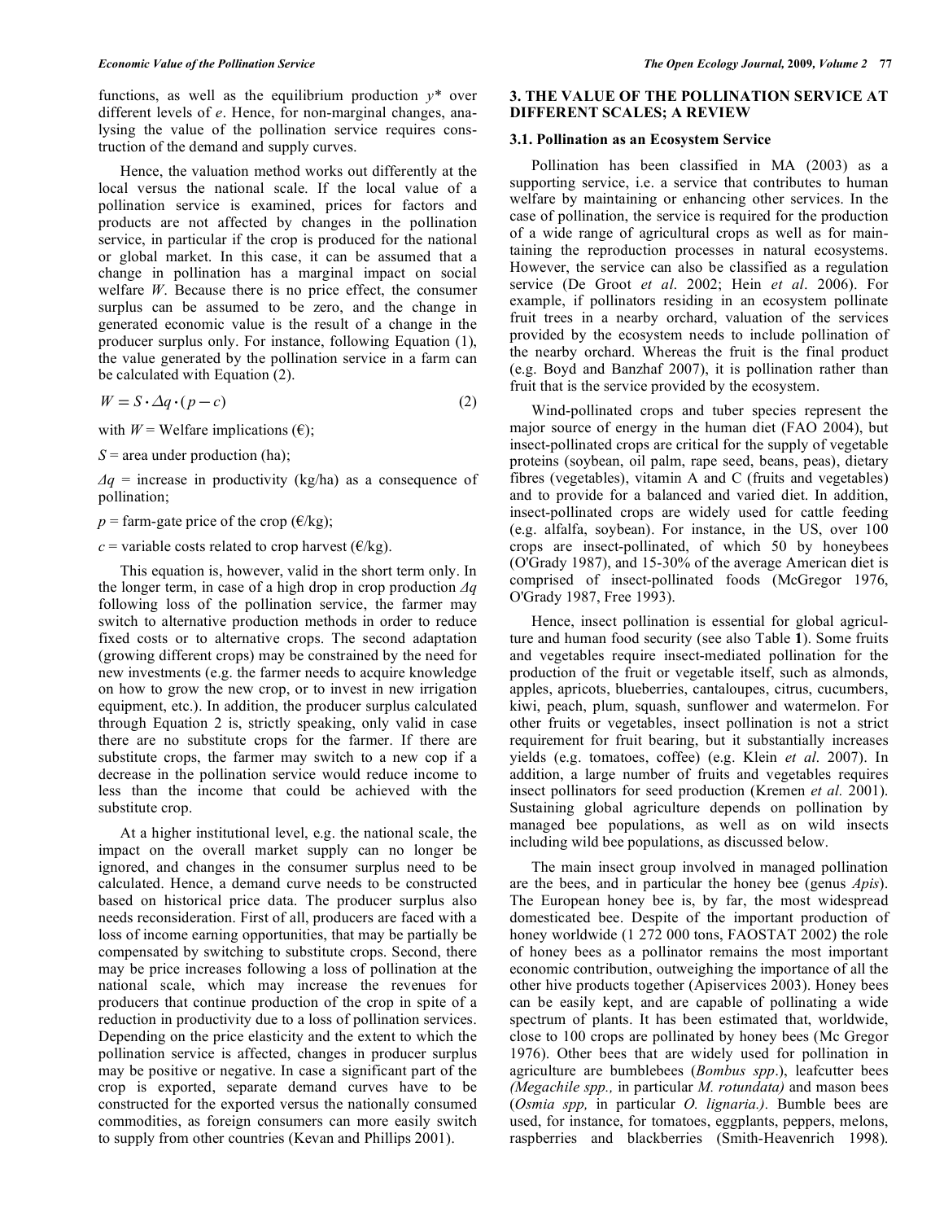functions, as well as the equilibrium production $y^*$ over different levels of $e$. Hence, for non-marginal changes, analysing the value of the pollination service requires construction of the demand and supply curves.

Hence, the valuation method works out differently at the local versus the national scale. If the local value of a pollination service is examined, prices for factors and products are not affected by changes in the pollination service, in particular if the crop is produced for the national or global market. In this case, it can be assumed that a change in pollination has a marginal impact on social welfare $W$. Because there is no price effect, the consumer surplus can be assumed to be zero, and the change in generated economic value is the result of a change in the producer surplus only. For instance, following Equation (1), the value generated by the pollination service in a farm can be calculated with Equation (2).

$$W = S \cdot \Delta q \cdot (p - c) \tag{2}$$

with $W$ = Welfare implications (€);

$S$ = area under production (ha);

$\Delta q$ = increase in productivity (kg/ha) as a consequence of pollination;

$p$ = farm-gate price of the crop (€/kg);

$c$ = variable costs related to crop harvest (€/kg).

This equation is, however, valid in the short term only. In the longer term, in case of a high drop in crop production $\Delta q$ following loss of the pollination service, the farmer may switch to alternative production methods in order to reduce fixed costs or to alternative crops. The second adaptation (growing different crops) may be constrained by the need for new investments (e.g. the farmer needs to acquire knowledge on how to grow the new crop, or to invest in new irrigation equipment, etc.). In addition, the producer surplus calculated through Equation 2 is, strictly speaking, only valid in case there are no substitute crops for the farmer. If there are substitute crops, the farmer may switch to a new cop if a decrease in the pollination service would reduce income to less than the income that could be achieved with the substitute crop.

At a higher institutional level, e.g. the national scale, the impact on the overall market supply can no longer be ignored, and changes in the consumer surplus need to be calculated. Hence, a demand curve needs to be constructed based on historical price data. The producer surplus also needs reconsideration. First of all, producers are faced with a loss of income earning opportunities, that may be partially be compensated by switching to substitute crops. Second, there may be price increases following a loss of pollination at the national scale, which may increase the revenues for producers that continue production of the crop in spite of a reduction in productivity due to a loss of pollination services. Depending on the price elasticity and the extent to which the pollination service is affected, changes in producer surplus may be positive or negative. In case a significant part of the crop is exported, separate demand curves have to be constructed for the exported versus the nationally consumed commodities, as foreign consumers can more easily switch to supply from other countries (Kevan and Phillips 2001).

## 3. THE VALUE OF THE POLLINATION SERVICE AT DIFFERENT SCALES; A REVIEW

### 3.1. Pollination as an Ecosystem Service

Pollination has been classified in MA (2003) as a supporting service, i.e. a service that contributes to human welfare by maintaining or enhancing other services. In the case of pollination, the service is required for the production of a wide range of agricultural crops as well as for maintaining the reproduction processes in natural ecosystems. However, the service can also be classified as a regulation service (De Groot *et al*. 2002; Hein *et al*. 2006). For example, if pollinators residing in an ecosystem pollinate fruit trees in a nearby orchard, valuation of the services provided by the ecosystem needs to include pollination of the nearby orchard. Whereas the fruit is the final product (e.g. Boyd and Banzhaf 2007), it is pollination rather than fruit that is the service provided by the ecosystem.

Wind-pollinated crops and tuber species represent the major source of energy in the human diet (FAO 2004), but insect-pollinated crops are critical for the supply of vegetable proteins (soybean, oil palm, rape seed, beans, peas), dietary fibres (vegetables), vitamin A and C (fruits and vegetables) and to provide for a balanced and varied diet. In addition, insect-pollinated crops are widely used for cattle feeding (e.g. alfalfa, soybean). For instance, in the US, over 100 crops are insect-pollinated, of which 50 by honeybees (O'Grady 1987), and 15-30% of the average American diet is comprised of insect-pollinated foods (McGregor 1976, O'Grady 1987, Free 1993).

Hence, insect pollination is essential for global agriculture and human food security (see also Table **1**). Some fruits and vegetables require insect-mediated pollination for the production of the fruit or vegetable itself, such as almonds, apples, apricots, blueberries, cantaloupes, citrus, cucumbers, kiwi, peach, plum, squash, sunflower and watermelon. For other fruits or vegetables, insect pollination is not a strict requirement for fruit bearing, but it substantially increases yields (e.g. tomatoes, coffee) (e.g. Klein *et al*. 2007). In addition, a large number of fruits and vegetables requires insect pollinators for seed production (Kremen *et al.* 2001). Sustaining global agriculture depends on pollination by managed bee populations, as well as on wild insects including wild bee populations, as discussed below.

The main insect group involved in managed pollination are the bees, and in particular the honey bee (genus *Apis*). The European honey bee is, by far, the most widespread domesticated bee. Despite of the important production of honey worldwide (1 272 000 tons, FAOSTAT 2002) the role of honey bees as a pollinator remains the most important economic contribution, outweighing the importance of all the other hive products together (Apiservices 2003). Honey bees can be easily kept, and are capable of pollinating a wide spectrum of plants. It has been estimated that, worldwide, close to 100 crops are pollinated by honey bees (Mc Gregor 1976). Other bees that are widely used for pollination in agriculture are bumblebees (*Bombus spp*.), leafcutter bees *(Megachile spp.,* in particular *M. rotundata)* and mason bees (*Osmia spp,* in particular *O. lignaria.).* Bumble bees are used, for instance, for tomatoes, eggplants, peppers, melons, raspberries and blackberries (Smith-Heavenrich 1998).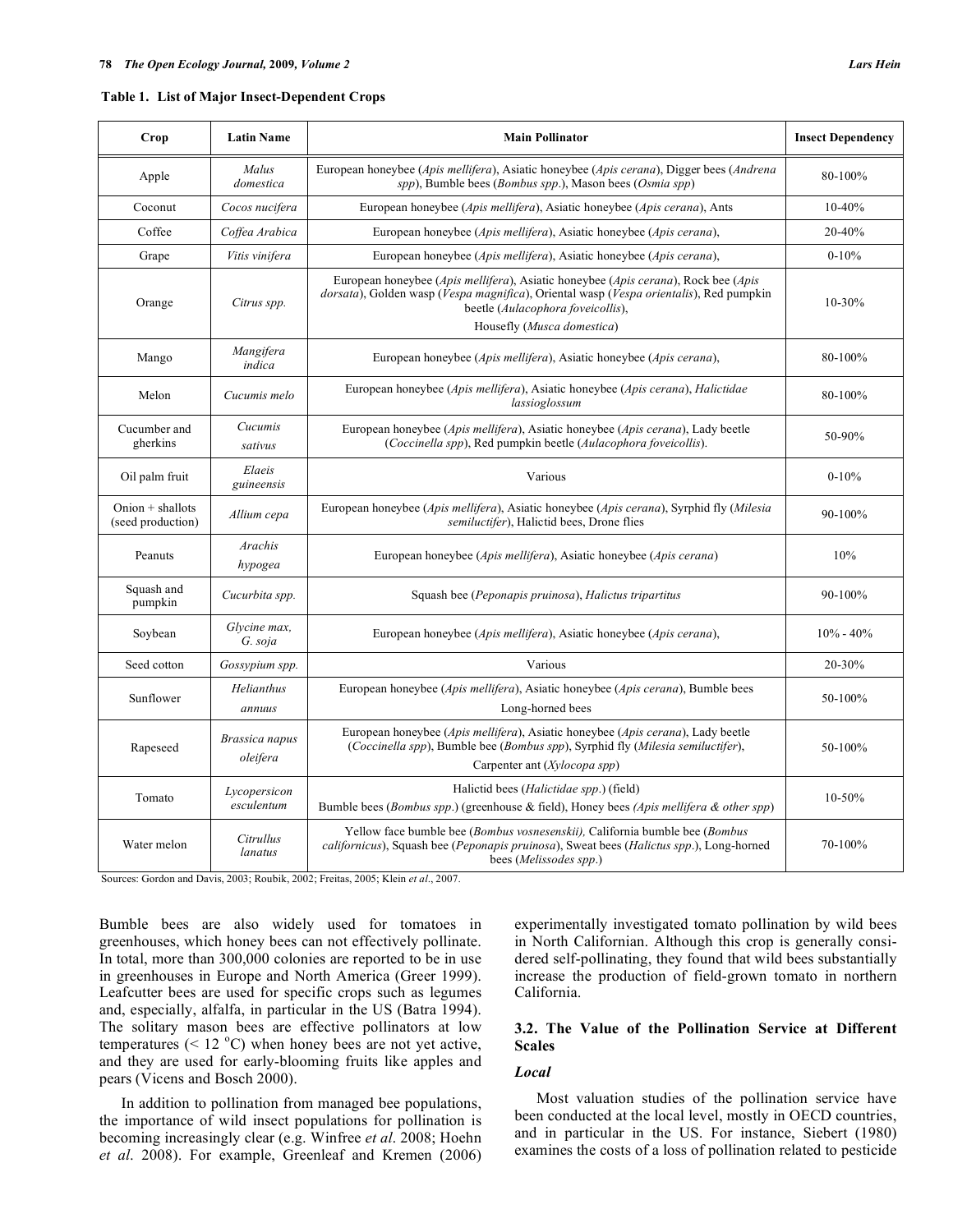**Table 1. List of Major Insect-Dependent Crops**

| Crop | Latin Name | Main Pollinator | Insect Dependency |
|---|---|---|---|
| Apple | *Malus domestica* | European honeybee (*Apis mellifera*), Asiatic honeybee (*Apis cerana*), Digger bees (*Andrena spp*), Bumble bees (*Bombus spp*.), Mason bees (*Osmia spp*) | 80-100% |
| Coconut | *Cocos nucifera* | European honeybee (*Apis mellifera*), Asiatic honeybee (*Apis cerana*), Ants | 10-40% |
| Coffee | *Coffea Arabica* | European honeybee (*Apis mellifera*), Asiatic honeybee (*Apis cerana*), | 20-40% |
| Grape | *Vitis vinifera* | European honeybee (*Apis mellifera*), Asiatic honeybee (*Apis cerana*), | 0-10% |
| Orange | *Citrus spp.* | European honeybee (*Apis mellifera*), Asiatic honeybee (*Apis cerana*), Rock bee (*Apis dorsata*), Golden wasp (*Vespa magnifica*), Oriental wasp (*Vespa orientalis*), Red pumpkin beetle (*Aulacophora foveicollis*), Housefly (*Musca domestica*) | 10-30% |
| Mango | *Mangifera indica* | European honeybee (*Apis mellifera*), Asiatic honeybee (*Apis cerana*), | 80-100% |
| Melon | *Cucumis melo* | European honeybee (*Apis mellifera*), Asiatic honeybee (*Apis cerana*), *Halictidae lassioglossum* | 80-100% |
| Cucumber and gherkins | *Cucumis sativus* | European honeybee (*Apis mellifera*), Asiatic honeybee (*Apis cerana*), Lady beetle (*Coccinella spp*), Red pumpkin beetle (*Aulacophora foveicollis*). | 50-90% |
| Oil palm fruit | *Elaeis guineensis* | Various | 0-10% |
| Onion + shallots (seed production) | *Allium cepa* | European honeybee (*Apis mellifera*), Asiatic honeybee (*Apis cerana*), Syrphid fly (*Milesia semiluctifer*), Halictid bees, Drone flies | 90-100% |
| Peanuts | *Arachis hypogea* | European honeybee (*Apis mellifera*), Asiatic honeybee (*Apis cerana*) | 10% |
| Squash and pumpkin | *Cucurbita spp.* | Squash bee (*Peponapis pruinosa*), *Halictus tripartitus* | 90-100% |
| Soybean | *Glycine max, G. soja* | European honeybee (*Apis mellifera*), Asiatic honeybee (*Apis cerana*), | 10% - 40% |
| Seed cotton | *Gossypium spp.* | Various | 20-30% |
| Sunflower | *Helianthus annuus* | European honeybee (*Apis mellifera*), Asiatic honeybee (*Apis cerana*), Bumble bees Long-horned bees | 50-100% |
| Rapeseed | *Brassica napus oleifera* | European honeybee (*Apis mellifera*), Asiatic honeybee (*Apis cerana*), Lady beetle (*Coccinella spp*), Bumble bee (*Bombus spp*), Syrphid fly (*Milesia semiluctifer*), Carpenter ant (*Xylocopa spp*) | 50-100% |
| Tomato | *Lycopersicon esculentum* | Halictid bees (*Halictidae spp*.) (field) Bumble bees (*Bombus spp*.) (greenhouse & field), Honey bees (*Apis mellifera & other spp*) | 10-50% |
| Water melon | *Citrullus lanatus* | Yellow face bumble bee (*Bombus vosnesenskii),* California bumble bee (*Bombus californicus*), Squash bee (*Peponapis pruinosa*), Sweat bees (*Halictus spp*.), Long-horned bees (*Melissodes spp*.) | 70-100% |

Sources: Gordon and Davis, 2003; Roubik, 2002; Freitas, 2005; Klein *et al*., 2007.

Bumble bees are also widely used for tomatoes in greenhouses, which honey bees can not effectively pollinate. In total, more than 300,000 colonies are reported to be in use in greenhouses in Europe and North America (Greer 1999). Leafcutter bees are used for specific crops such as legumes and, especially, alfalfa, in particular in the US (Batra 1994). The solitary mason bees are effective pollinators at low temperatures (< 12 °C) when honey bees are not yet active, and they are used for early-blooming fruits like apples and pears (Vicens and Bosch 2000).

In addition to pollination from managed bee populations, the importance of wild insect populations for pollination is becoming increasingly clear (e.g. Winfree *et al*. 2008; Hoehn *et al*. 2008). For example, Greenleaf and Kremen (2006) experimentally investigated tomato pollination by wild bees in North Californian. Although this crop is generally considered self-pollinating, they found that wild bees substantially increase the production of field-grown tomato in northern California.

### 3.2. The Value of the Pollination Service at Different Scales

#### *Local*

Most valuation studies of the pollination service have been conducted at the local level, mostly in OECD countries, and in particular in the US. For instance, Siebert (1980) examines the costs of a loss of pollination related to pesticide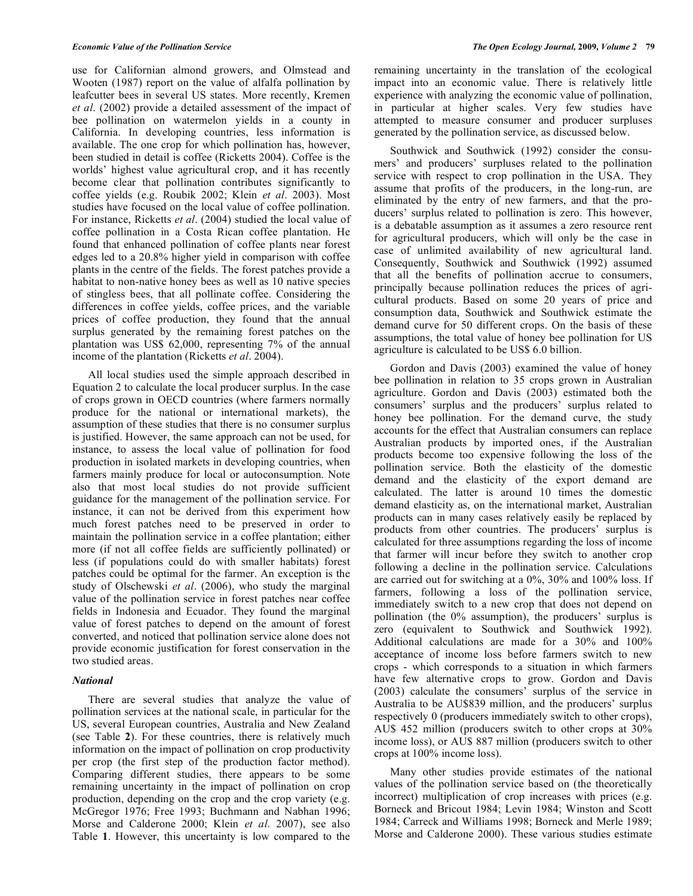use for Californian almond growers, and Olmstead and Wooten (1987) report on the value of alfalfa pollination by leafcutter bees in several US states. More recently, Kremen *et al*. (2002) provide a detailed assessment of the impact of bee pollination on watermelon yields in a county in California. In developing countries, less information is available. The one crop for which pollination has, however, been studied in detail is coffee (Ricketts 2004). Coffee is the worlds' highest value agricultural crop, and it has recently become clear that pollination contributes significantly to coffee yields (e.g. Roubik 2002; Klein *et al*. 2003). Most studies have focused on the local value of coffee pollination. For instance, Ricketts *et al*. (2004) studied the local value of coffee pollination in a Costa Rican coffee plantation. He found that enhanced pollination of coffee plants near forest edges led to a 20.8% higher yield in comparison with coffee plants in the centre of the fields. The forest patches provide a habitat to non-native honey bees as well as 10 native species of stingless bees, that all pollinate coffee. Considering the differences in coffee yields, coffee prices, and the variable prices of coffee production, they found that the annual surplus generated by the remaining forest patches on the plantation was US$ 62,000, representing 7% of the annual income of the plantation (Ricketts *et al*. 2004).

All local studies used the simple approach described in Equation 2 to calculate the local producer surplus. In the case of crops grown in OECD countries (where farmers normally produce for the national or international markets), the assumption of these studies that there is no consumer surplus is justified. However, the same approach can not be used, for instance, to assess the local value of pollination for food production in isolated markets in developing countries, when farmers mainly produce for local or autoconsumption. Note also that most local studies do not provide sufficient guidance for the management of the pollination service. For instance, it can not be derived from this experiment how much forest patches need to be preserved in order to maintain the pollination service in a coffee plantation; either more (if not all coffee fields are sufficiently pollinated) or less (if populations could do with smaller habitats) forest patches could be optimal for the farmer. An exception is the study of Olschewski *et al*. (2006), who study the marginal value of the pollination service in forest patches near coffee fields in Indonesia and Ecuador. They found the marginal value of forest patches to depend on the amount of forest converted, and noticed that pollination service alone does not provide economic justification for forest conservation in the two studied areas.

### *National*

There are several studies that analyze the value of pollination services at the national scale, in particular for the US, several European countries, Australia and New Zealand (see Table **2**). For these countries, there is relatively much information on the impact of pollination on crop productivity per crop (the first step of the production factor method). Comparing different studies, there appears to be some remaining uncertainty in the impact of pollination on crop production, depending on the crop and the crop variety (e.g. McGregor 1976; Free 1993; Buchmann and Nabhan 1996; Morse and Calderone 2000; Klein *et al*. 2007), see also Table **1**. However, this uncertainty is low compared to the remaining uncertainty in the translation of the ecological impact into an economic value. There is relatively little experience with analyzing the economic value of pollination, in particular at higher scales. Very few studies have attempted to measure consumer and producer surpluses generated by the pollination service, as discussed below.

Southwick and Southwick (1992) consider the consumers' and producers' surpluses related to the pollination service with respect to crop pollination in the USA. They assume that profits of the producers, in the long-run, are eliminated by the entry of new farmers, and that the producers' surplus related to pollination is zero. This however, is a debatable assumption as it assumes a zero resource rent for agricultural producers, which will only be the case in case of unlimited availability of new agricultural land. Consequently, Southwick and Southwick (1992) assumed that all the benefits of pollination accrue to consumers, principally because pollination reduces the prices of agricultural products. Based on some 20 years of price and consumption data, Southwick and Southwick estimate the demand curve for 50 different crops. On the basis of these assumptions, the total value of honey bee pollination for US agriculture is calculated to be US$ 6.0 billion.

Gordon and Davis (2003) examined the value of honey bee pollination in relation to 35 crops grown in Australian agriculture. Gordon and Davis (2003) estimated both the consumers' surplus and the producers' surplus related to honey bee pollination. For the demand curve, the study accounts for the effect that Australian consumers can replace Australian products by imported ones, if the Australian products become too expensive following the loss of the pollination service. Both the elasticity of the domestic demand and the elasticity of the export demand are calculated. The latter is around 10 times the domestic demand elasticity as, on the international market, Australian products can in many cases relatively easily be replaced by products from other countries. The producers' surplus is calculated for three assumptions regarding the loss of income that farmer will incur before they switch to another crop following a decline in the pollination service. Calculations are carried out for switching at a 0%, 30% and 100% loss. If farmers, following a loss of the pollination service, immediately switch to a new crop that does not depend on pollination (the 0% assumption), the producers' surplus is zero (equivalent to Southwick and Southwick 1992). Additional calculations are made for a 30% and 100% acceptance of income loss before farmers switch to new crops - which corresponds to a situation in which farmers have few alternative crops to grow. Gordon and Davis (2003) calculate the consumers' surplus of the service in Australia to be AU$839 million, and the producers' surplus respectively 0 (producers immediately switch to other crops), AU$ 452 million (producers switch to other crops at 30% income loss), or AU$ 887 million (producers switch to other crops at 100% income loss).

Many other studies provide estimates of the national values of the pollination service based on (the theoretically incorrect) multiplication of crop increases with prices (e.g. Borneck and Bricout 1984; Levin 1984; Winston and Scott 1984; Carreck and Williams 1998; Borneck and Merle 1989; Morse and Calderone 2000). These various studies estimate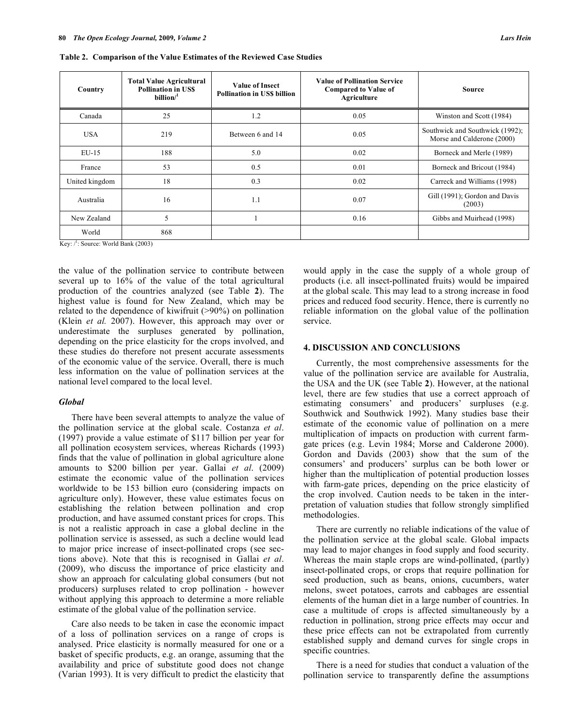**Table 2. Comparison of the Value Estimates of the Reviewed Case Studies**

| Country | Total Value Agricultural Pollination in US$ billion/[1] | Value of Insect Pollination in US$ billion | Value of Pollination Service Compared to Value of Agriculture | Source |
|---|---|---|---|---|
| Canada | 25 | 1.2 | 0.05 | Winston and Scott (1984) |
| USA | 219 | Between 6 and 14 | 0.05 | Southwick and Southwick (1992); Morse and Calderone (2000) |
| EU-15 | 188 | 5.0 | 0.02 | Borneck and Merle (1989) |
| France | 53 | 0.5 | 0.01 | Borneck and Bricout (1984) |
| United kingdom | 18 | 0.3 | 0.02 | Carreck and Williams (1998) |
| Australia | 16 | 1.1 | 0.07 | Gill (1991); Gordon and Davis (2003) |
| New Zealand | 5 | 1 | 0.16 | Gibbs and Muirhead (1998) |
| World | 868 | | | |

Key: /[1]: Source: World Bank (2003)

the value of the pollination service to contribute between several up to 16% of the value of the total agricultural production of the countries analyzed (see Table **2**). The highest value is found for New Zealand, which may be related to the dependence of kiwifruit (>90%) on pollination (Klein *et al.* 2007). However, this approach may over or underestimate the surpluses generated by pollination, depending on the price elasticity for the crops involved, and these studies do therefore not present accurate assessments of the economic value of the service. Overall, there is much less information on the value of pollination services at the national level compared to the local level.

### *Global*

There have been several attempts to analyze the value of the pollination service at the global scale. Costanza *et al*. (1997) provide a value estimate of $117 billion per year for all pollination ecosystem services, whereas Richards (1993) finds that the value of pollination in global agriculture alone amounts to $200 billion per year. Gallai *et al*. (2009) estimate the economic value of the pollination services worldwide to be 153 billion euro (considering impacts on agriculture only). However, these value estimates focus on establishing the relation between pollination and crop production, and have assumed constant prices for crops. This is not a realistic approach in case a global decline in the pollination service is assessed, as such a decline would lead to major price increase of insect-pollinated crops (see sections above). Note that this is recognised in Gallai *et al*. (2009), who discuss the importance of price elasticity and show an approach for calculating global consumers (but not producers) surpluses related to crop pollination - however without applying this approach to determine a more reliable estimate of the global value of the pollination service.

Care also needs to be taken in case the economic impact of a loss of pollination services on a range of crops is analysed. Price elasticity is normally measured for one or a basket of specific products, e.g. an orange, assuming that the availability and price of substitute good does not change (Varian 1993). It is very difficult to predict the elasticity that would apply in the case the supply of a whole group of products (i.e. all insect-pollinated fruits) would be impaired at the global scale. This may lead to a strong increase in food prices and reduced food security. Hence, there is currently no reliable information on the global value of the pollination service.

## 4. DISCUSSION AND CONCLUSIONS

Currently, the most comprehensive assessments for the value of the pollination service are available for Australia, the USA and the UK (see Table **2**). However, at the national level, there are few studies that use a correct approach of estimating consumers' and producers' surpluses (e.g. Southwick and Southwick 1992). Many studies base their estimate of the economic value of pollination on a mere multiplication of impacts on production with current farm-gate prices (e.g. Levin 1984; Morse and Calderone 2000). Gordon and Davids (2003) show that the sum of the consumers' and producers' surplus can be both lower or higher than the multiplication of potential production losses with farm-gate prices, depending on the price elasticity of the crop involved. Caution needs to be taken in the interpretation of valuation studies that follow strongly simplified methodologies.

There are currently no reliable indications of the value of the pollination service at the global scale. Global impacts may lead to major changes in food supply and food security. Whereas the main staple crops are wind-pollinated, (partly) insect-pollinated crops, or crops that require pollination for seed production, such as beans, onions, cucumbers, water melons, sweet potatoes, carrots and cabbages are essential elements of the human diet in a large number of countries. In case a multitude of crops is affected simultaneously by a reduction in pollination, strong price effects may occur and these price effects can not be extrapolated from currently established supply and demand curves for single crops in specific countries.

There is a need for studies that conduct a valuation of the pollination service to transparently define the assumptions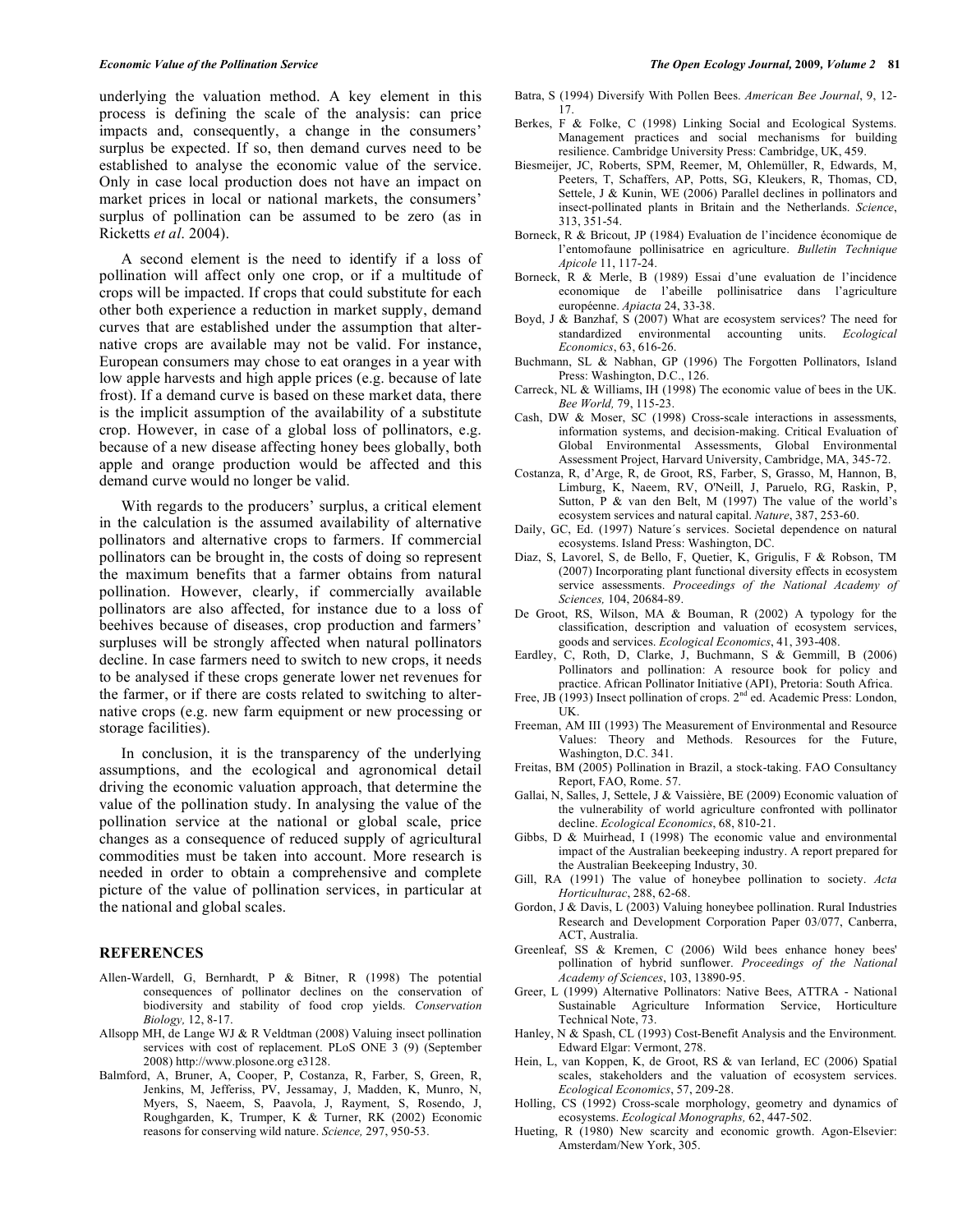underlying the valuation method. A key element in this process is defining the scale of the analysis: can price impacts and, consequently, a change in the consumers' surplus be expected. If so, then demand curves need to be established to analyse the economic value of the service. Only in case local production does not have an impact on market prices in local or national markets, the consumers' surplus of pollination can be assumed to be zero (as in Ricketts *et al*. 2004).

A second element is the need to identify if a loss of pollination will affect only one crop, or if a multitude of crops will be impacted. If crops that could substitute for each other both experience a reduction in market supply, demand curves that are established under the assumption that alternative crops are available may not be valid. For instance, European consumers may chose to eat oranges in a year with low apple harvests and high apple prices (e.g. because of late frost). If a demand curve is based on these market data, there is the implicit assumption of the availability of a substitute crop. However, in case of a global loss of pollinators, e.g. because of a new disease affecting honey bees globally, both apple and orange production would be affected and this demand curve would no longer be valid.

With regards to the producers' surplus, a critical element in the calculation is the assumed availability of alternative pollinators and alternative crops to farmers. If commercial pollinators can be brought in, the costs of doing so represent the maximum benefits that a farmer obtains from natural pollination. However, clearly, if commercially available pollinators are also affected, for instance due to a loss of beehives because of diseases, crop production and farmers' surpluses will be strongly affected when natural pollinators decline. In case farmers need to switch to new crops, it needs to be analysed if these crops generate lower net revenues for the farmer, or if there are costs related to switching to alternative crops (e.g. new farm equipment or new processing or storage facilities).

In conclusion, it is the transparency of the underlying assumptions, and the ecological and agronomical detail driving the economic valuation approach, that determine the value of the pollination study. In analysing the value of the pollination service at the national or global scale, price changes as a consequence of reduced supply of agricultural commodities must be taken into account. More research is needed in order to obtain a comprehensive and complete picture of the value of pollination services, in particular at the national and global scales.

## REFERENCES

Allen-Wardell, G, Bernhardt, P & Bitner, R (1998) The potential consequences of pollinator declines on the conservation of biodiversity and stability of food crop yields. *Conservation Biology,* 12, 8-17.

Allsopp MH, de Lange WJ & R Veldtman (2008) Valuing insect pollination services with cost of replacement. PLoS ONE 3 (9) (September 2008) http://www.plosone.org e3128.

Balmford, A, Bruner, A, Cooper, P, Costanza, R, Farber, S, Green, R, Jenkins, M, Jefferiss, PV, Jessamay, J, Madden, K, Munro, N, Myers, S, Naeem, S, Paavola, J, Rayment, S, Rosendo, J, Roughgarden, K, Trumper, K & Turner, RK (2002) Economic reasons for conserving wild nature. *Science,* 297, 950-53.

Batra, S (1994) Diversify With Pollen Bees. *American Bee Journal*, 9, 12-17.

Berkes, F & Folke, C (1998) Linking Social and Ecological Systems. Management practices and social mechanisms for building resilience. Cambridge University Press: Cambridge, UK, 459.

Biesmeijer, JC, Roberts, SPM, Reemer, M, Ohlemüller, R, Edwards, M, Peeters, T, Schaffers, AP, Potts, SG, Kleukers, R, Thomas, CD, Settele, J & Kunin, WE (2006) Parallel declines in pollinators and insect-pollinated plants in Britain and the Netherlands. *Science*, 313, 351-54.

Borneck, R & Bricout, JP (1984) Evaluation de l'incidence économique de l'entomofaune pollinisatrice en agriculture. *Bulletin Technique Apicole* 11, 117-24.

Borneck, R & Merle, B (1989) Essai d'une evaluation de l'incidence economique de l'abeille pollinisatrice dans l'agriculture européenne. *Apiacta* 24, 33-38.

Boyd, J & Banzhaf, S (2007) What are ecosystem services? The need for standardized environmental accounting units. *Ecological Economics*, 63, 616-26.

Buchmann, SL & Nabhan, GP (1996) The Forgotten Pollinators, Island Press: Washington, D.C., 126.

Carreck, NL & Williams, IH (1998) The economic value of bees in the UK. *Bee World,* 79, 115-23.

Cash, DW & Moser, SC (1998) Cross-scale interactions in assessments, information systems, and decision-making. Critical Evaluation of Global Environmental Assessments, Global Environmental Assessment Project, Harvard University, Cambridge, MA, 345-72.

Costanza, R, d'Arge, R, de Groot, RS, Farber, S, Grasso, M, Hannon, B, Limburg, K, Naeem, RV, O'Neill, J, Paruelo, RG, Raskin, P, Sutton, P & van den Belt, M (1997) The value of the world's ecosystem services and natural capital. *Nature*, 387, 253-60.

Daily, GC, Ed. (1997) Nature´s services. Societal dependence on natural ecosystems. Island Press: Washington, DC.

Diaz, S, Lavorel, S, de Bello, F, Quetier, K, Grigulis, F & Robson, TM (2007) Incorporating plant functional diversity effects in ecosystem service assessments. *Proceedings of the National Academy of Sciences,* 104, 20684-89.

De Groot, RS, Wilson, MA & Bouman, R (2002) A typology for the classification, description and valuation of ecosystem services, goods and services. *Ecological Economics*, 41, 393-408.

Eardley, C, Roth, D, Clarke, J, Buchmann, S & Gemmill, B (2006) Pollinators and pollination: A resource book for policy and practice. African Pollinator Initiative (API), Pretoria: South Africa.

Free, JB (1993) Insect pollination of crops. 2nd ed. Academic Press: London, UK.

Freeman, AM III (1993) The Measurement of Environmental and Resource Values: Theory and Methods. Resources for the Future, Washington, D.C. 341.

Freitas, BM (2005) Pollination in Brazil, a stock-taking. FAO Consultancy Report, FAO, Rome. 57.

Gallai, N, Salles, J, Settele, J & Vaissière, BE (2009) Economic valuation of the vulnerability of world agriculture confronted with pollinator decline. *Ecological Economics*, 68, 810-21.

Gibbs, D & Muirhead, I (1998) The economic value and environmental impact of the Australian beekeeping industry. A report prepared for the Australian Beekeeping Industry, 30.

Gill, RA (1991) The value of honeybee pollination to society. *Acta Horticulturac*, 288, 62-68.

Gordon, J & Davis, L (2003) Valuing honeybee pollination. Rural Industries Research and Development Corporation Paper 03/077, Canberra, ACT, Australia.

Greenleaf, SS & Kremen, C (2006) Wild bees enhance honey bees' pollination of hybrid sunflower. *Proceedings of the National Academy of Sciences*, 103, 13890-95.

Greer, L (1999) Alternative Pollinators: Native Bees, ATTRA - National Sustainable Agriculture Information Service, Horticulture Technical Note, 73.

Hanley, N & Spash, CL (1993) Cost-Benefit Analysis and the Environment. Edward Elgar: Vermont, 278.

Hein, L, van Koppen, K, de Groot, RS & van Ierland, EC (2006) Spatial scales, stakeholders and the valuation of ecosystem services. *Ecological Economics*, 57, 209-28.

Holling, CS (1992) Cross-scale morphology, geometry and dynamics of ecosystems. *Ecological Monographs,* 62, 447-502.

Hueting, R (1980) New scarcity and economic growth. Agon-Elsevier: Amsterdam/New York, 305.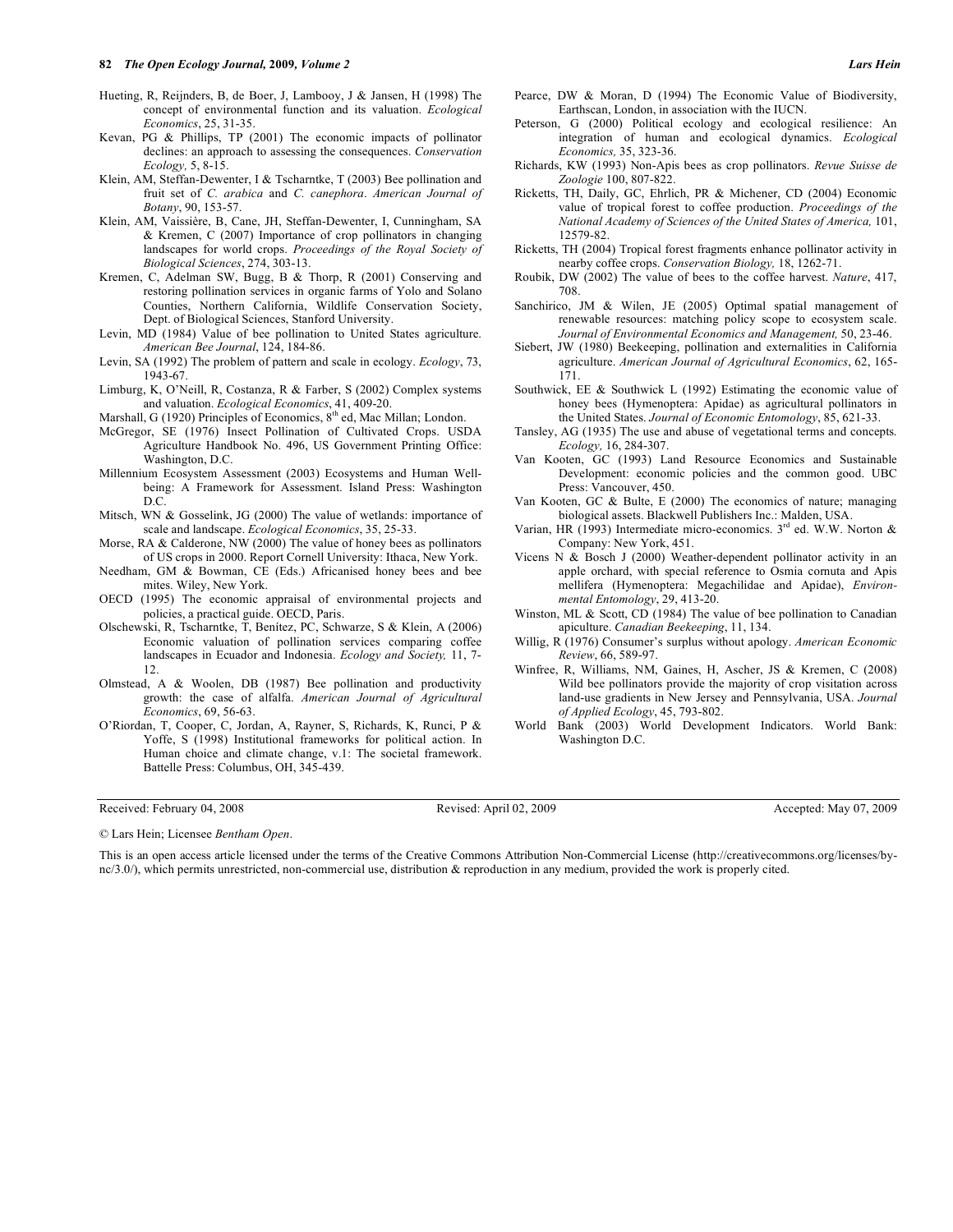Hueting, R, Reijnders, B, de Boer, J, Lambooy, J & Jansen, H (1998) The concept of environmental function and its valuation. *Ecological Economics*, 25, 31-35.

Kevan, PG & Phillips, TP (2001) The economic impacts of pollinator declines: an approach to assessing the consequences. *Conservation Ecology,* 5, 8-15.

Klein, AM, Steffan-Dewenter, I & Tscharntke, T (2003) Bee pollination and fruit set of *C. arabica* and *C. canephora*. *American Journal of Botany*, 90, 153-57.

Klein, AM, Vaissière, B, Cane, JH, Steffan-Dewenter, I, Cunningham, SA & Kremen, C (2007) Importance of crop pollinators in changing landscapes for world crops. *Proceedings of the Royal Society of Biological Sciences*, 274, 303-13.

Kremen, C, Adelman SW, Bugg, B & Thorp, R (2001) Conserving and restoring pollination services in organic farms of Yolo and Solano Counties, Northern California, Wildlife Conservation Society, Dept. of Biological Sciences, Stanford University.

Levin, MD (1984) Value of bee pollination to United States agriculture. *American Bee Journal*, 124, 184-86.

Levin, SA (1992) The problem of pattern and scale in ecology. *Ecology*, 73, 1943-67.

Limburg, K, O'Neill, R, Costanza, R & Farber, S (2002) Complex systems and valuation. *Ecological Economics*, 41, 409-20.

Marshall, G (1920) Principles of Economics, 8th ed, Mac Millan; London.

McGregor, SE (1976) Insect Pollination of Cultivated Crops. USDA Agriculture Handbook No. 496, US Government Printing Office: Washington, D.C.

Millennium Ecosystem Assessment (2003) Ecosystems and Human Well-being: A Framework for Assessment. Island Press: Washington D.C.

Mitsch, WN & Gosselink, JG (2000) The value of wetlands: importance of scale and landscape. *Ecological Economics*, 35, 25-33.

Morse, RA & Calderone, NW (2000) The value of honey bees as pollinators of US crops in 2000. Report Cornell University: Ithaca, New York.

Needham, GM & Bowman, CE (Eds.) Africanised honey bees and bee mites. Wiley, New York.

OECD (1995) The economic appraisal of environmental projects and policies, a practical guide. OECD, Paris.

Olschewski, R, Tscharntke, T, Benítez, PC, Schwarze, S & Klein, A (2006) Economic valuation of pollination services comparing coffee landscapes in Ecuador and Indonesia. *Ecology and Society,* 11, 7-12.

Olmstead, A & Woolen, DB (1987) Bee pollination and productivity growth: the case of alfalfa. *American Journal of Agricultural Economics*, 69, 56-63.

O'Riordan, T, Cooper, C, Jordan, A, Rayner, S, Richards, K, Runci, P & Yoffe, S (1998) Institutional frameworks for political action. In Human choice and climate change, v.1: The societal framework. Battelle Press: Columbus, OH, 345-439.

Pearce, DW & Moran, D (1994) The Economic Value of Biodiversity, Earthscan, London, in association with the IUCN.

Peterson, G (2000) Political ecology and ecological resilience: An integration of human and ecological dynamics. *Ecological Economics,* 35, 323-36.

Richards, KW (1993) Non-Apis bees as crop pollinators. *Revue Suisse de Zoologie* 100, 807-822.

Ricketts, TH, Daily, GC, Ehrlich, PR & Michener, CD (2004) Economic value of tropical forest to coffee production. *Proceedings of the National Academy of Sciences of the United States of America,* 101, 12579-82.

Ricketts, TH (2004) Tropical forest fragments enhance pollinator activity in nearby coffee crops. *Conservation Biology,* 18, 1262-71.

Roubik, DW (2002) The value of bees to the coffee harvest. *Nature*, 417, 708.

Sanchirico, JM & Wilen, JE (2005) Optimal spatial management of renewable resources: matching policy scope to ecosystem scale. *Journal of Environmental Economics and Management,* 50, 23-46.

Siebert, JW (1980) Beekeeping, pollination and externalities in California agriculture. *American Journal of Agricultural Economics*, 62, 165-171.

Southwick, EE & Southwick L (1992) Estimating the economic value of honey bees (Hymenoptera: Apidae) as agricultural pollinators in the United States. *Journal of Economic Entomology*, 85, 621-33.

Tansley, AG (1935) The use and abuse of vegetational terms and concepts. *Ecology,* 16, 284-307.

Van Kooten, GC (1993) Land Resource Economics and Sustainable Development: economic policies and the common good. UBC Press: Vancouver, 450.

Van Kooten, GC & Bulte, E (2000) The economics of nature; managing biological assets. Blackwell Publishers Inc.: Malden, USA.

Varian, HR (1993) Intermediate micro-economics. 3rd ed. W.W. Norton & Company: New York, 451.

Vicens N & Bosch J (2000) Weather-dependent pollinator activity in an apple orchard, with special reference to Osmia cornuta and Apis mellifera (Hymenoptera: Megachilidae and Apidae), *Environmental Entomology*, 29, 413-20.

Winston, ML & Scott, CD (1984) The value of bee pollination to Canadian apiculture. *Canadian Beekeeping*, 11, 134.

Willig, R (1976) Consumer's surplus without apology. *American Economic Review*, 66, 589-97.

Winfree, R, Williams, NM, Gaines, H, Ascher, JS & Kremen, C (2008) Wild bee pollinators provide the majority of crop visitation across land-use gradients in New Jersey and Pennsylvania, USA. *Journal of Applied Ecology*, 45, 793-802.

World Bank (2003) World Development Indicators. World Bank: Washington D.C.

Received: February 04, 2008 | Revised: April 02, 2009 | Accepted: May 07, 2009

© Lars Hein; Licensee *Bentham Open*.

This is an open access article licensed under the terms of the Creative Commons Attribution Non-Commercial License (http://creativecommons.org/licenses/by-nc/3.0/), which permits unrestricted, non-commercial use, distribution & reproduction in any medium, provided the work is properly cited.